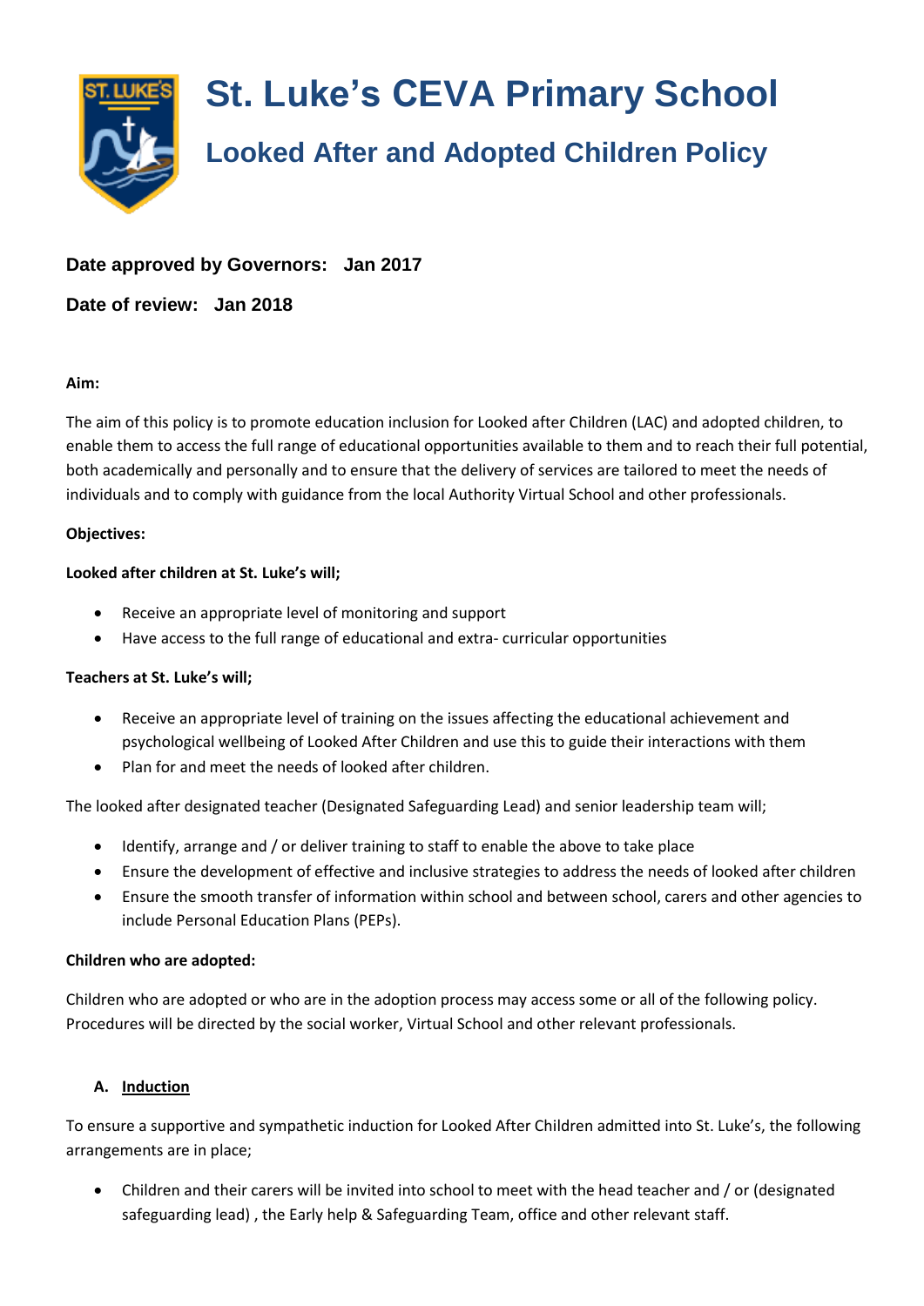# St. Luke's CEVA Primary School

## Looked After and Adopted Children Policy

**Date approved by Governors: Jan 2017**

**Date of review: Jan 2018**

**Aim:**

The aim of this policy is to promote education inclusion for Looked after Children (LAC) and adopted children, to enable them to access the full range of educational opportunities available to them and to reach their full potential, both academically and personally and to ensure that the delivery of services are tailored to meet the needs of individuals and to comply with guidance from the local Authority Virtual School and other professionals.

**Objectives:**

**Looked after children at St. Luke's will;**

- Receive an appropriate level of monitoring and support
- Have access to the full range of educational and extra- curricular opportunities

**Teachers at St. Luke's will;**

- Receive an appropriate level of training on the issues affecting the educational achievement and psychological wellbeing of Looked After Children and use this to guide their interactions with them
- Plan for and meet the needs of looked after children.

The looked after designated teacher (Designated Safeguarding Lead) and senior leadership team will;

- Identify, arrange and / or deliver training to staff to enable the above to take place
- Ensure the development of effective and inclusive strategies to address the needs of looked after children
- Ensure the smooth transfer of information within school and between school, carers and other agencies to include Personal Education Plans (PEPs).

**Children who are adopted:**

Children who are adopted or who are in the adoption process may access some or all of the following policy. Procedures will be directed by the social worker, Virtual School and other relevant professionals.

**A. <u>Induction</u>**

To ensure a supportive and sympathetic induction for Looked After Children admitted into St. Luke's, the following arrangements are in place;

- Children and their carers will be invited into school to meet with the head teacher and / or (designated safeguarding lead) , the Early help & Safeguarding Team, office and other relevant staff.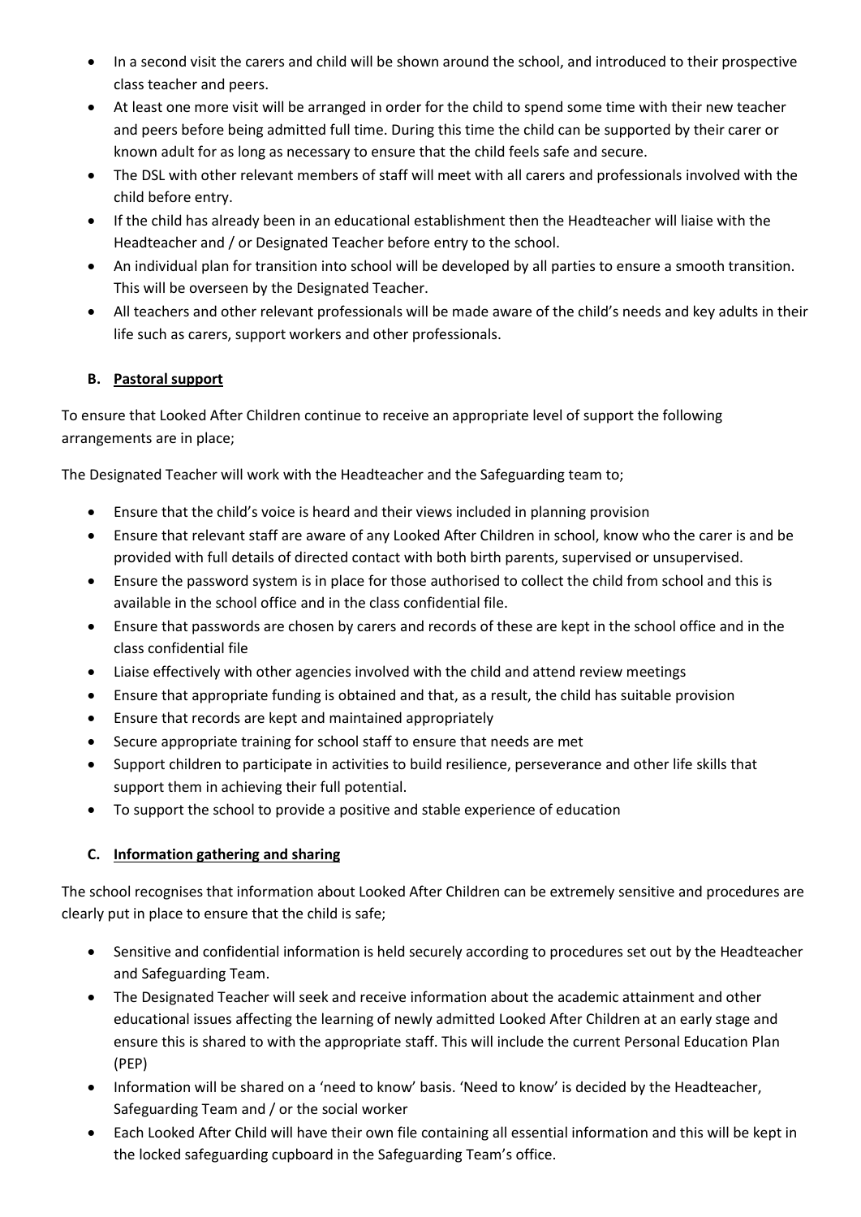- In a second visit the carers and child will be shown around the school, and introduced to their prospective class teacher and peers.
- At least one more visit will be arranged in order for the child to spend some time with their new teacher and peers before being admitted full time. During this time the child can be supported by their carer or known adult for as long as necessary to ensure that the child feels safe and secure.
- The DSL with other relevant members of staff will meet with all carers and professionals involved with the child before entry.
- If the child has already been in an educational establishment then the Headteacher will liaise with the Headteacher and / or Designated Teacher before entry to the school.
- An individual plan for transition into school will be developed by all parties to ensure a smooth transition. This will be overseen by the Designated Teacher.
- All teachers and other relevant professionals will be made aware of the child's needs and key adults in their life such as carers, support workers and other professionals.

### B. Pastoral support

To ensure that Looked After Children continue to receive an appropriate level of support the following arrangements are in place;

The Designated Teacher will work with the Headteacher and the Safeguarding team to;

- Ensure that the child's voice is heard and their views included in planning provision
- Ensure that relevant staff are aware of any Looked After Children in school, know who the carer is and be provided with full details of directed contact with both birth parents, supervised or unsupervised.
- Ensure the password system is in place for those authorised to collect the child from school and this is available in the school office and in the class confidential file.
- Ensure that passwords are chosen by carers and records of these are kept in the school office and in the class confidential file
- Liaise effectively with other agencies involved with the child and attend review meetings
- Ensure that appropriate funding is obtained and that, as a result, the child has suitable provision
- Ensure that records are kept and maintained appropriately
- Secure appropriate training for school staff to ensure that needs are met
- Support children to participate in activities to build resilience, perseverance and other life skills that support them in achieving their full potential.
- To support the school to provide a positive and stable experience of education

### C. Information gathering and sharing

The school recognises that information about Looked After Children can be extremely sensitive and procedures are clearly put in place to ensure that the child is safe;

- Sensitive and confidential information is held securely according to procedures set out by the Headteacher and Safeguarding Team.
- The Designated Teacher will seek and receive information about the academic attainment and other educational issues affecting the learning of newly admitted Looked After Children at an early stage and ensure this is shared to with the appropriate staff. This will include the current Personal Education Plan (PEP)
- Information will be shared on a 'need to know' basis. 'Need to know' is decided by the Headteacher, Safeguarding Team and / or the social worker
- Each Looked After Child will have their own file containing all essential information and this will be kept in the locked safeguarding cupboard in the Safeguarding Team's office.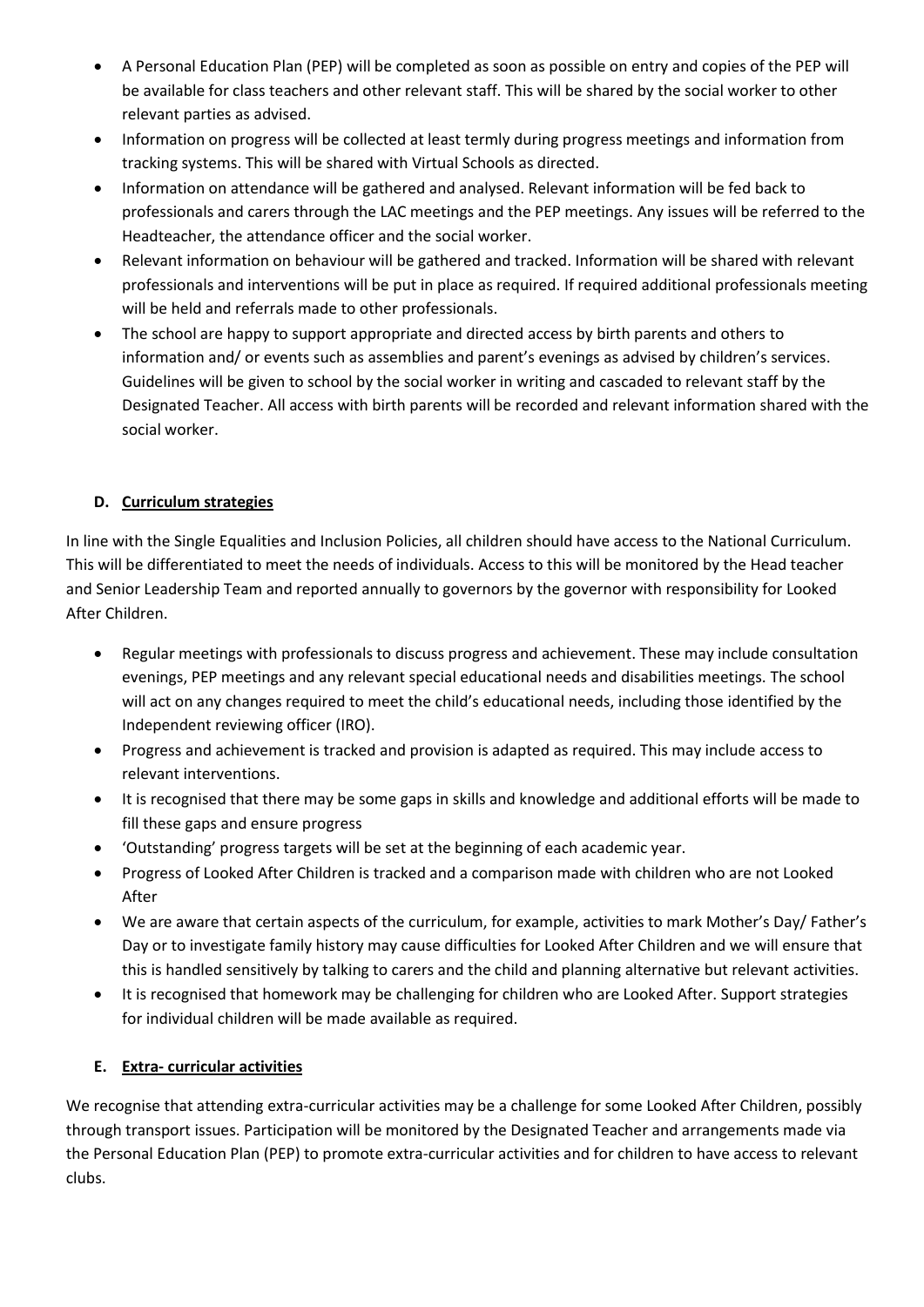- A Personal Education Plan (PEP) will be completed as soon as possible on entry and copies of the PEP will be available for class teachers and other relevant staff. This will be shared by the social worker to other relevant parties as advised.
- Information on progress will be collected at least termly during progress meetings and information from tracking systems. This will be shared with Virtual Schools as directed.
- Information on attendance will be gathered and analysed. Relevant information will be fed back to professionals and carers through the LAC meetings and the PEP meetings. Any issues will be referred to the Headteacher, the attendance officer and the social worker.
- Relevant information on behaviour will be gathered and tracked. Information will be shared with relevant professionals and interventions will be put in place as required. If required additional professionals meeting will be held and referrals made to other professionals.
- The school are happy to support appropriate and directed access by birth parents and others to information and/ or events such as assemblies and parent's evenings as advised by children's services. Guidelines will be given to school by the social worker in writing and cascaded to relevant staff by the Designated Teacher. All access with birth parents will be recorded and relevant information shared with the social worker.

### D. Curriculum strategies

In line with the Single Equalities and Inclusion Policies, all children should have access to the National Curriculum. This will be differentiated to meet the needs of individuals. Access to this will be monitored by the Head teacher and Senior Leadership Team and reported annually to governors by the governor with responsibility for Looked After Children.

- Regular meetings with professionals to discuss progress and achievement. These may include consultation evenings, PEP meetings and any relevant special educational needs and disabilities meetings. The school will act on any changes required to meet the child's educational needs, including those identified by the Independent reviewing officer (IRO).
- Progress and achievement is tracked and provision is adapted as required. This may include access to relevant interventions.
- It is recognised that there may be some gaps in skills and knowledge and additional efforts will be made to fill these gaps and ensure progress
- 'Outstanding' progress targets will be set at the beginning of each academic year.
- Progress of Looked After Children is tracked and a comparison made with children who are not Looked After
- We are aware that certain aspects of the curriculum, for example, activities to mark Mother's Day/ Father's Day or to investigate family history may cause difficulties for Looked After Children and we will ensure that this is handled sensitively by talking to carers and the child and planning alternative but relevant activities.
- It is recognised that homework may be challenging for children who are Looked After. Support strategies for individual children will be made available as required.

### E. Extra- curricular activities

We recognise that attending extra-curricular activities may be a challenge for some Looked After Children, possibly through transport issues. Participation will be monitored by the Designated Teacher and arrangements made via the Personal Education Plan (PEP) to promote extra-curricular activities and for children to have access to relevant clubs.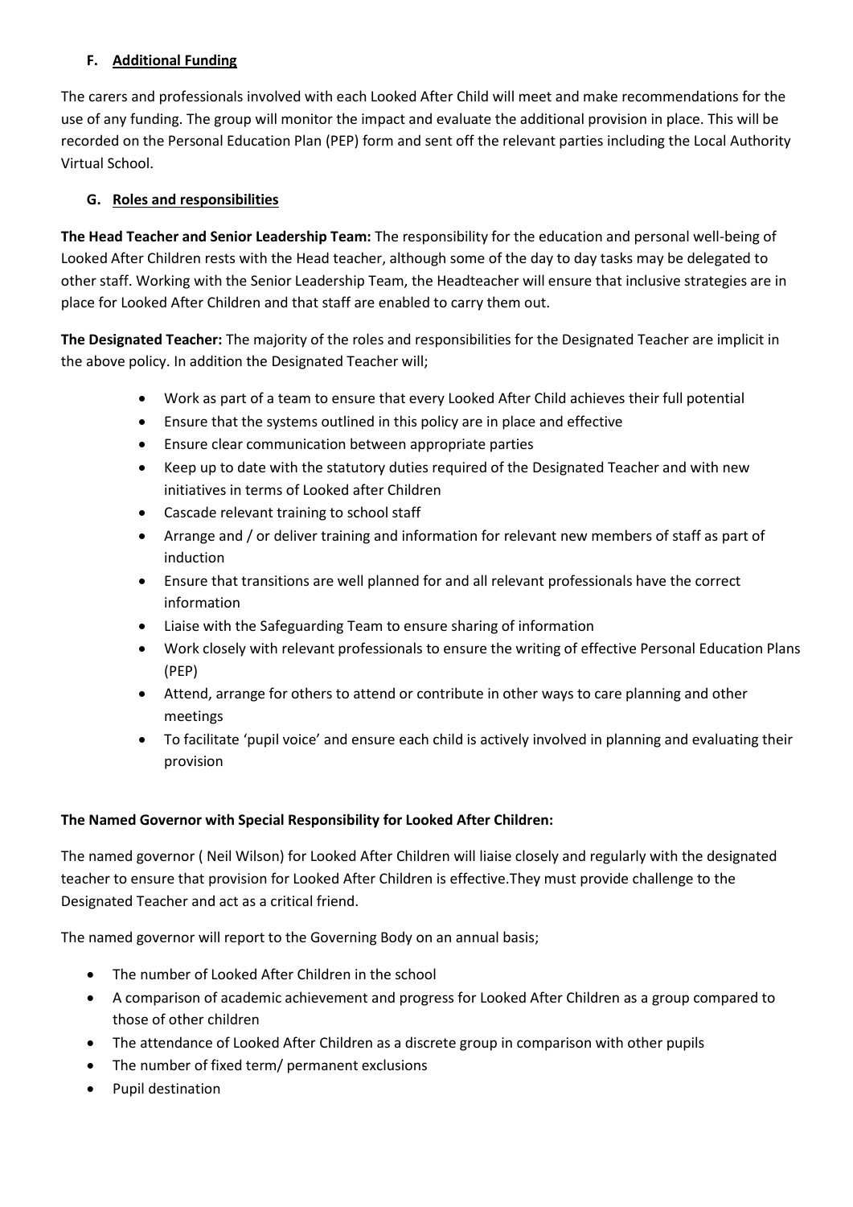## F. Additional Funding

The carers and professionals involved with each Looked After Child will meet and make recommendations for the use of any funding. The group will monitor the impact and evaluate the additional provision in place. This will be recorded on the Personal Education Plan (PEP) form and sent off the relevant parties including the Local Authority Virtual School.

## G. Roles and responsibilities

**The Head Teacher and Senior Leadership Team:** The responsibility for the education and personal well-being of Looked After Children rests with the Head teacher, although some of the day to day tasks may be delegated to other staff. Working with the Senior Leadership Team, the Headteacher will ensure that inclusive strategies are in place for Looked After Children and that staff are enabled to carry them out.

**The Designated Teacher:** The majority of the roles and responsibilities for the Designated Teacher are implicit in the above policy. In addition the Designated Teacher will;

- Work as part of a team to ensure that every Looked After Child achieves their full potential
- Ensure that the systems outlined in this policy are in place and effective
- Ensure clear communication between appropriate parties
- Keep up to date with the statutory duties required of the Designated Teacher and with new initiatives in terms of Looked after Children
- Cascade relevant training to school staff
- Arrange and / or deliver training and information for relevant new members of staff as part of induction
- Ensure that transitions are well planned for and all relevant professionals have the correct information
- Liaise with the Safeguarding Team to ensure sharing of information
- Work closely with relevant professionals to ensure the writing of effective Personal Education Plans (PEP)
- Attend, arrange for others to attend or contribute in other ways to care planning and other meetings
- To facilitate 'pupil voice' and ensure each child is actively involved in planning and evaluating their provision

**The Named Governor with Special Responsibility for Looked After Children:**

The named governor ( Neil Wilson) for Looked After Children will liaise closely and regularly with the designated teacher to ensure that provision for Looked After Children is effective.They must provide challenge to the Designated Teacher and act as a critical friend.

The named governor will report to the Governing Body on an annual basis;

- The number of Looked After Children in the school
- A comparison of academic achievement and progress for Looked After Children as a group compared to those of other children
- The attendance of Looked After Children as a discrete group in comparison with other pupils
- The number of fixed term/ permanent exclusions
- Pupil destination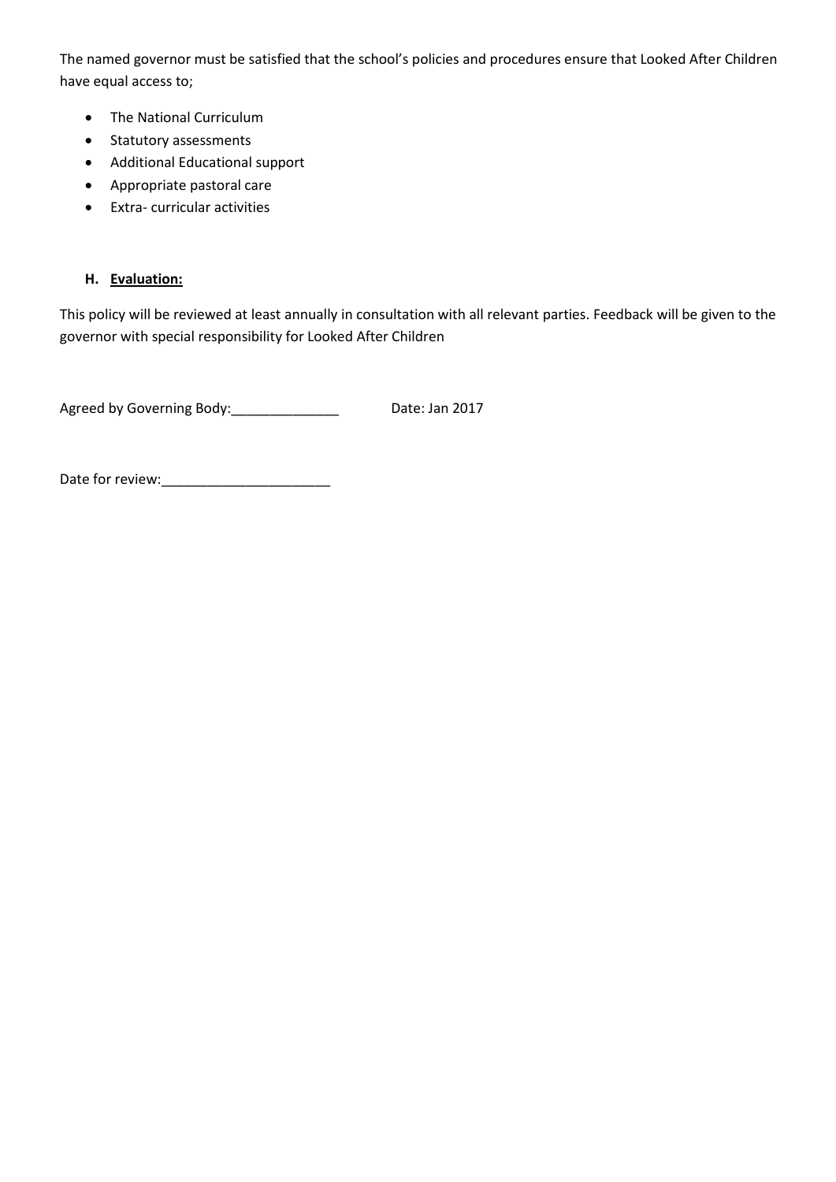The named governor must be satisfied that the school's policies and procedures ensure that Looked After Children have equal access to;

- The National Curriculum
- Statutory assessments
- Additional Educational support
- Appropriate pastoral care
- Extra- curricular activities

### H. Evaluation:

This policy will be reviewed at least annually in consultation with all relevant parties. Feedback will be given to the governor with special responsibility for Looked After Children

Agreed by Governing Body:______________ Date: Jan 2017

Date for review:______________________